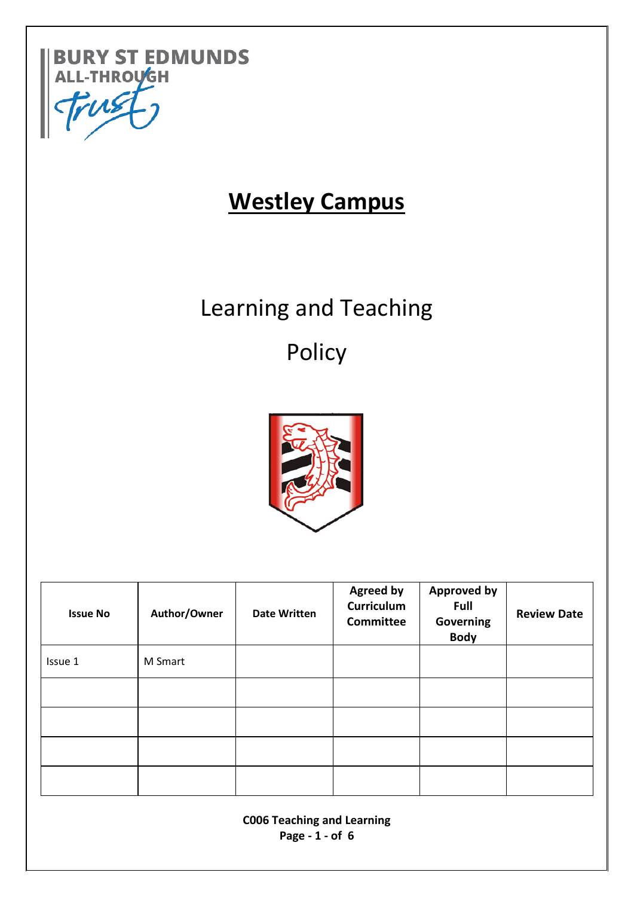BURY ST EDMUNDS ALL-THROUGH trust

# Westley Campus

# Learning and Teaching Policy

| Issue No | Author/Owner | Date Written | Agreed by Curriculum Committee | Approved by Full Governing Body | Review Date |
|---|---|---|---|---|---|
| Issue 1 | M Smart | | | | |
| | | | | | |
| | | | | | |
| | | | | | |
| | | | | | |

C006 Teaching and Learning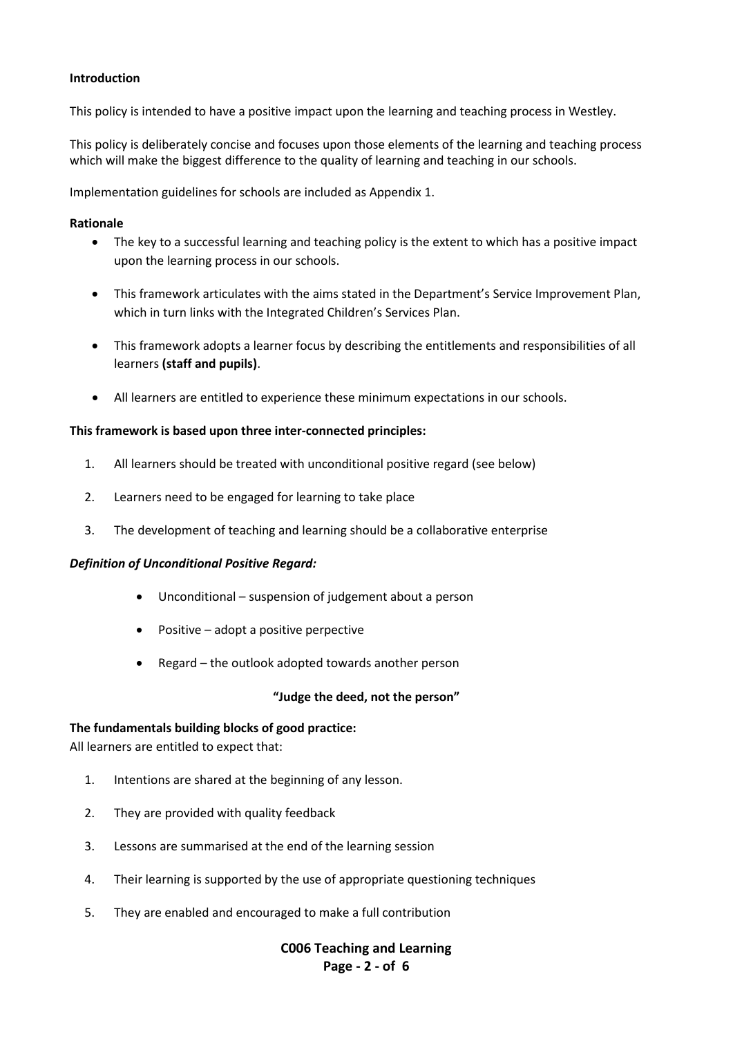**Introduction**

This policy is intended to have a positive impact upon the learning and teaching process in Westley.

This policy is deliberately concise and focuses upon those elements of the learning and teaching process which will make the biggest difference to the quality of learning and teaching in our schools.

Implementation guidelines for schools are included as Appendix 1.

**Rationale**

- The key to a successful learning and teaching policy is the extent to which has a positive impact upon the learning process in our schools.
- This framework articulates with the aims stated in the Department's Service Improvement Plan, which in turn links with the Integrated Children's Services Plan.
- This framework adopts a learner focus by describing the entitlements and responsibilities of all learners **(staff and pupils)**.
- All learners are entitled to experience these minimum expectations in our schools.

**This framework is based upon three inter-connected principles:**

1. All learners should be treated with unconditional positive regard (see below)
2. Learners need to be engaged for learning to take place
3. The development of teaching and learning should be a collaborative enterprise

***Definition of Unconditional Positive Regard:***

- Unconditional – suspension of judgement about a person
- Positive – adopt a positive perpective
- Regard – the outlook adopted towards another person

**"Judge the deed, not the person"**

**The fundamentals building blocks of good practice:**

All learners are entitled to expect that:

1. Intentions are shared at the beginning of any lesson.
2. They are provided with quality feedback
3. Lessons are summarised at the end of the learning session
4. Their learning is supported by the use of appropriate questioning techniques
5. They are enabled and encouraged to make a full contribution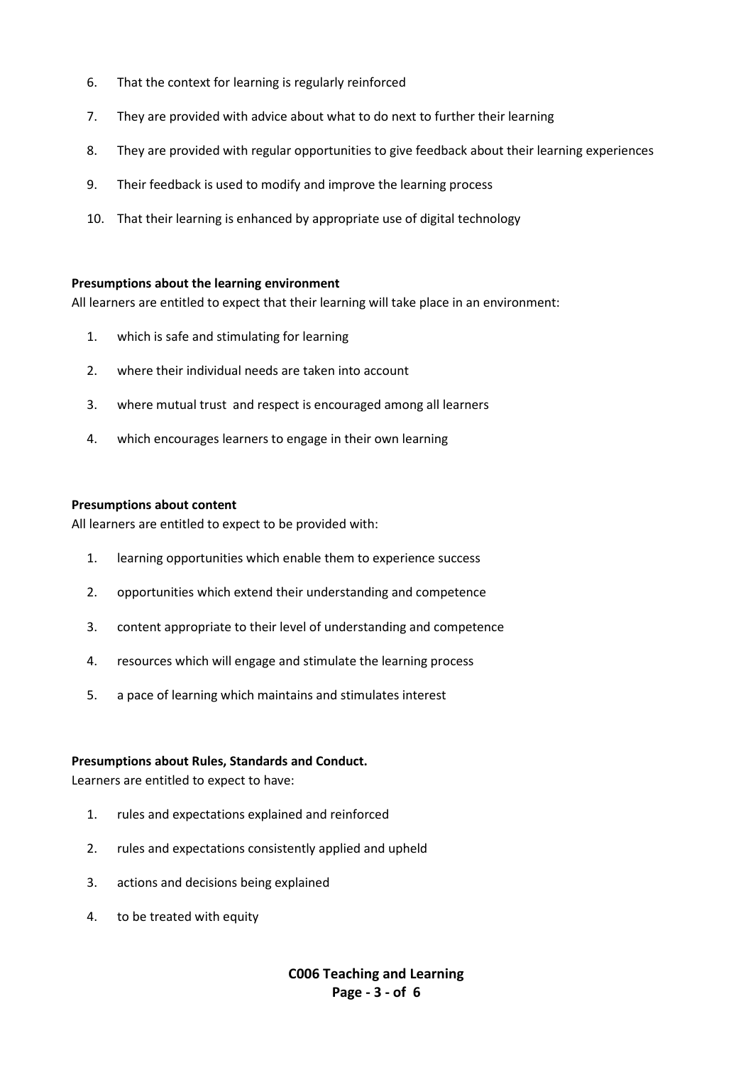6. That the context for learning is regularly reinforced
7. They are provided with advice about what to do next to further their learning
8. They are provided with regular opportunities to give feedback about their learning experiences
9. Their feedback is used to modify and improve the learning process
10. That their learning is enhanced by appropriate use of digital technology

**Presumptions about the learning environment**

All learners are entitled to expect that their learning will take place in an environment:

1. which is safe and stimulating for learning
2. where their individual needs are taken into account
3. where mutual trust and respect is encouraged among all learners
4. which encourages learners to engage in their own learning

**Presumptions about content**

All learners are entitled to expect to be provided with:

1. learning opportunities which enable them to experience success
2. opportunities which extend their understanding and competence
3. content appropriate to their level of understanding and competence
4. resources which will engage and stimulate the learning process
5. a pace of learning which maintains and stimulates interest

**Presumptions about Rules, Standards and Conduct.**

Learners are entitled to expect to have:

1. rules and expectations explained and reinforced
2. rules and expectations consistently applied and upheld
3. actions and decisions being explained
4. to be treated with equity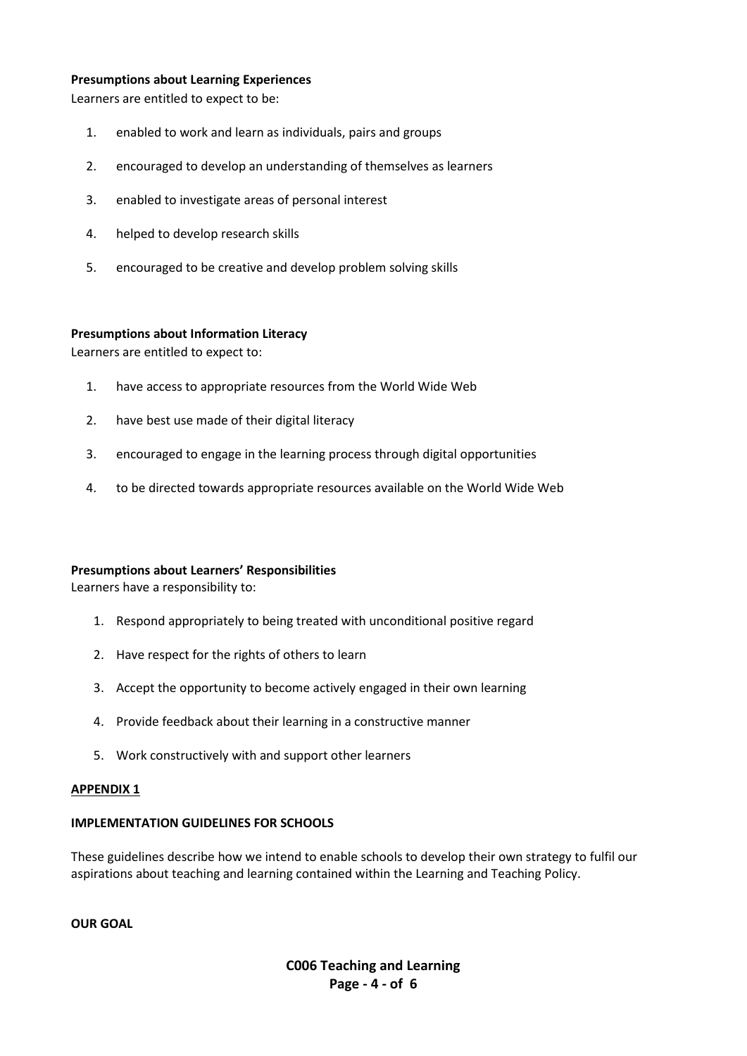**Presumptions about Learning Experiences**

Learners are entitled to expect to be:

1. enabled to work and learn as individuals, pairs and groups
2. encouraged to develop an understanding of themselves as learners
3. enabled to investigate areas of personal interest
4. helped to develop research skills
5. encouraged to be creative and develop problem solving skills

**Presumptions about Information Literacy**

Learners are entitled to expect to:

1. have access to appropriate resources from the World Wide Web
2. have best use made of their digital literacy
3. encouraged to engage in the learning process through digital opportunities
4. to be directed towards appropriate resources available on the World Wide Web

**Presumptions about Learners' Responsibilities**

Learners have a responsibility to:

1. Respond appropriately to being treated with unconditional positive regard
2. Have respect for the rights of others to learn
3. Accept the opportunity to become actively engaged in their own learning
4. Provide feedback about their learning in a constructive manner
5. Work constructively with and support other learners

## APPENDIX 1

**IMPLEMENTATION GUIDELINES FOR SCHOOLS**

These guidelines describe how we intend to enable schools to develop their own strategy to fulfil our aspirations about teaching and learning contained within the Learning and Teaching Policy.

**OUR GOAL**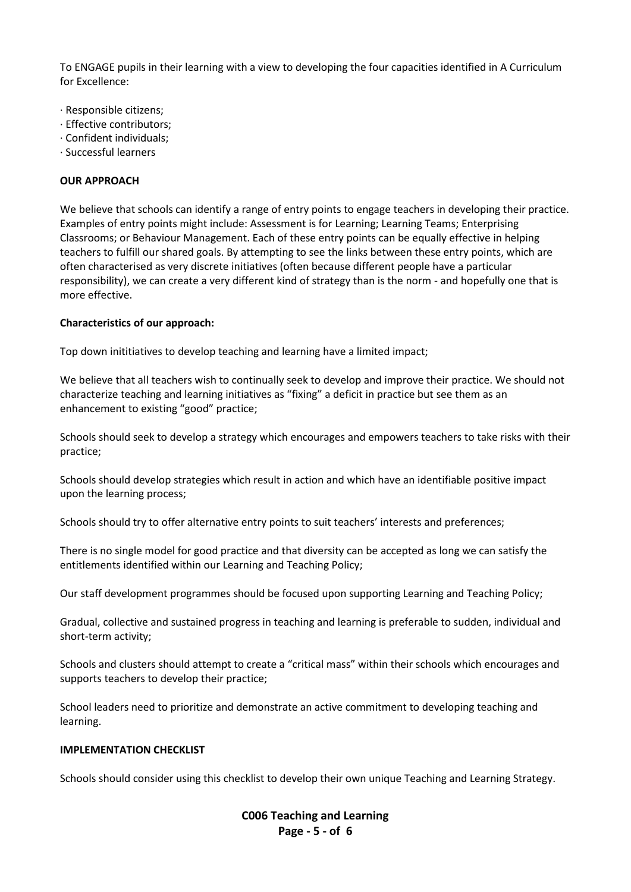To ENGAGE pupils in their learning with a view to developing the four capacities identified in A Curriculum for Excellence:

· Responsible citizens;
· Effective contributors;
· Confident individuals;
· Successful learners

**OUR APPROACH**

We believe that schools can identify a range of entry points to engage teachers in developing their practice. Examples of entry points might include: Assessment is for Learning; Learning Teams; Enterprising Classrooms; or Behaviour Management. Each of these entry points can be equally effective in helping teachers to fulfill our shared goals. By attempting to see the links between these entry points, which are often characterised as very discrete initiatives (often because different people have a particular responsibility), we can create a very different kind of strategy than is the norm - and hopefully one that is more effective.

**Characteristics of our approach:**

Top down inititiatives to develop teaching and learning have a limited impact;

We believe that all teachers wish to continually seek to develop and improve their practice. We should not characterize teaching and learning initiatives as "fixing" a deficit in practice but see them as an enhancement to existing "good" practice;

Schools should seek to develop a strategy which encourages and empowers teachers to take risks with their practice;

Schools should develop strategies which result in action and which have an identifiable positive impact upon the learning process;

Schools should try to offer alternative entry points to suit teachers' interests and preferences;

There is no single model for good practice and that diversity can be accepted as long we can satisfy the entitlements identified within our Learning and Teaching Policy;

Our staff development programmes should be focused upon supporting Learning and Teaching Policy;

Gradual, collective and sustained progress in teaching and learning is preferable to sudden, individual and short-term activity;

Schools and clusters should attempt to create a "critical mass" within their schools which encourages and supports teachers to develop their practice;

School leaders need to prioritize and demonstrate an active commitment to developing teaching and learning.

**IMPLEMENTATION CHECKLIST**

Schools should consider using this checklist to develop their own unique Teaching and Learning Strategy.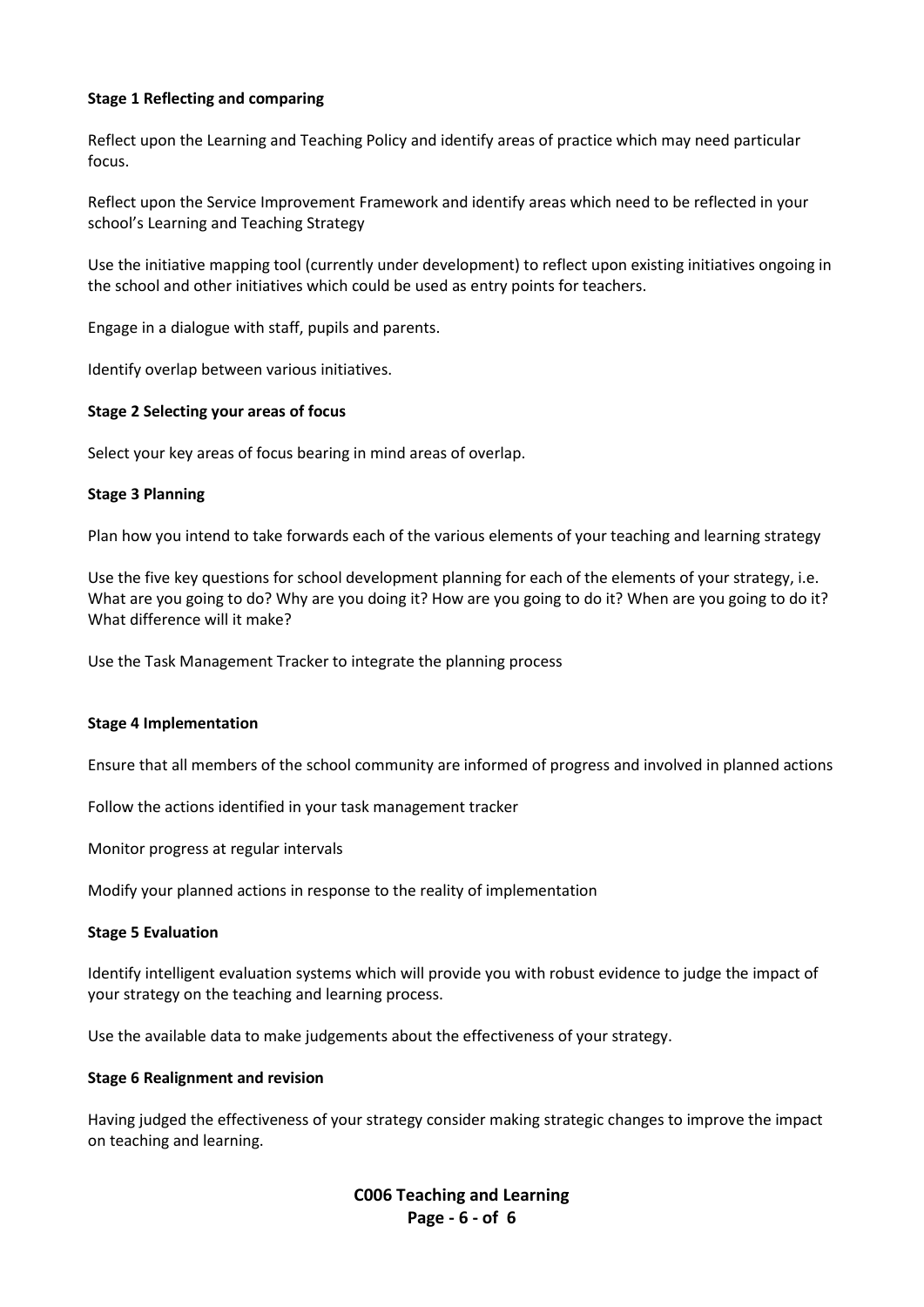**Stage 1 Reflecting and comparing**

Reflect upon the Learning and Teaching Policy and identify areas of practice which may need particular focus.

Reflect upon the Service Improvement Framework and identify areas which need to be reflected in your school's Learning and Teaching Strategy

Use the initiative mapping tool (currently under development) to reflect upon existing initiatives ongoing in the school and other initiatives which could be used as entry points for teachers.

Engage in a dialogue with staff, pupils and parents.

Identify overlap between various initiatives.

**Stage 2 Selecting your areas of focus**

Select your key areas of focus bearing in mind areas of overlap.

**Stage 3 Planning**

Plan how you intend to take forwards each of the various elements of your teaching and learning strategy

Use the five key questions for school development planning for each of the elements of your strategy, i.e. What are you going to do? Why are you doing it? How are you going to do it? When are you going to do it? What difference will it make?

Use the Task Management Tracker to integrate the planning process

**Stage 4 Implementation**

Ensure that all members of the school community are informed of progress and involved in planned actions

Follow the actions identified in your task management tracker

Monitor progress at regular intervals

Modify your planned actions in response to the reality of implementation

**Stage 5 Evaluation**

Identify intelligent evaluation systems which will provide you with robust evidence to judge the impact of your strategy on the teaching and learning process.

Use the available data to make judgements about the effectiveness of your strategy.

**Stage 6 Realignment and revision**

Having judged the effectiveness of your strategy consider making strategic changes to improve the impact on teaching and learning.